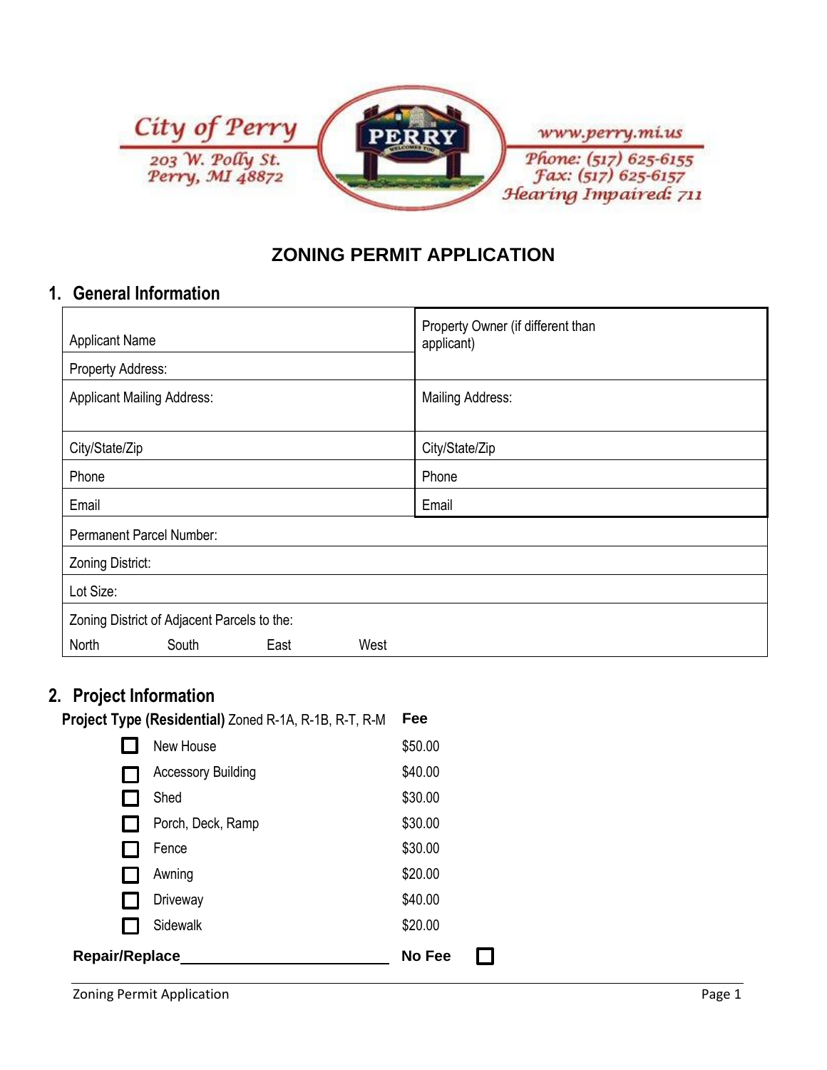City of Perry
203 W. Polly St.
Perry, MI 48872

www.perry.mi.us
Phone: (517) 625-6155
Fax: (517) 625-6157
Hearing Impaired: 711

# ZONING PERMIT APPLICATION

## 1. General Information

| | |
|---|---|
| Applicant Name | Property Owner (if different than applicant) |
| Property Address: | |
| Applicant Mailing Address: | Mailing Address: |
| City/State/Zip | City/State/Zip |
| Phone | Phone |
| Email | Email |
| Permanent Parcel Number: | |
| Zoning District: | |
| Lot Size: | |
| Zoning District of Adjacent Parcels to the: North South East West | |

## 2. Project Information

**Project Type (Residential)** Zoned R-1A, R-1B, R-T, R-M

| | Project Type | **Fee** |
|---|---|---|
| ☐ | New House | $50.00 |
| ☐ | Accessory Building | $40.00 |
| ☐ | Shed | $30.00 |
| ☐ | Porch, Deck, Ramp | $30.00 |
| ☐ | Fence | $30.00 |
| ☐ | Awning | $20.00 |
| ☐ | Driveway | $40.00 |
| ☐ | Sidewalk | $20.00 |

**Repair/Replace**\_\_\_\_\_\_\_\_\_\_\_\_\_\_\_\_\_\_\_\_\_\_\_\_\_\_ **No Fee** ☐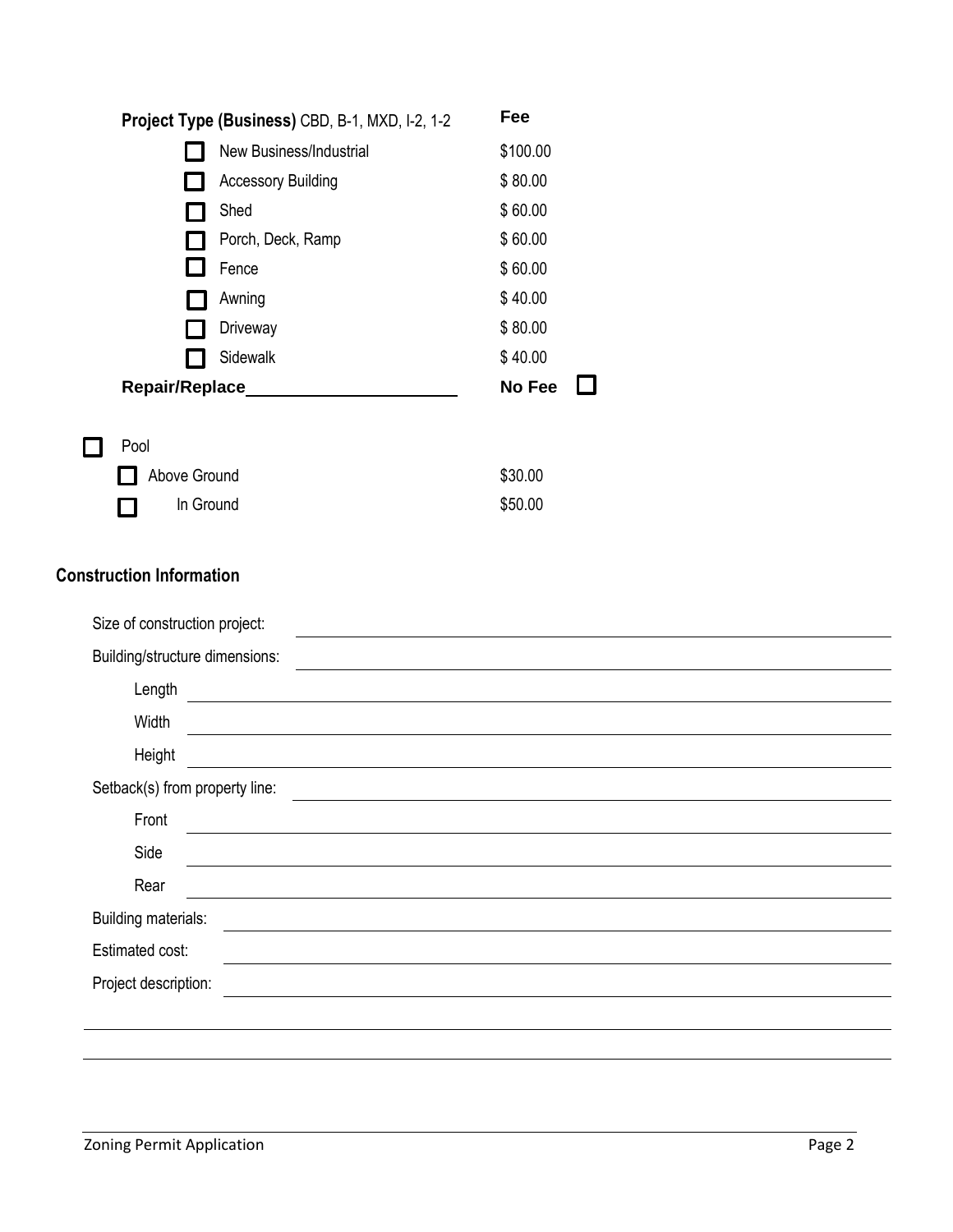| Project Type (Business) CBD, B-1, MXD, I-2, 1-2 | Fee |
|---|---|
| ☐ New Business/Industrial | $100.00 |
| ☐ Accessory Building | $ 80.00 |
| ☐ Shed | $ 60.00 |
| ☐ Porch, Deck, Ramp | $ 60.00 |
| ☐ Fence | $ 60.00 |
| ☐ Awning | $ 40.00 |
| ☐ Driveway | $ 80.00 |
| ☐ Sidewalk | $ 40.00 |
| **Repair/Replace** ____________________ | **No Fee** ☐ |

☐ Pool

| | |
|---|---|
| ☐ Above Ground | $30.00 |
| ☐ In Ground | $50.00 |

## Construction Information

Size of construction project: ____________________

Building/structure dimensions: ____________________

- Length ____________________
- Width ____________________
- Height ____________________

Setback(s) from property line: ____________________

- Front ____________________
- Side ____________________
- Rear ____________________

Building materials: ____________________

Estimated cost: ____________________

Project description: ____________________

____________________

____________________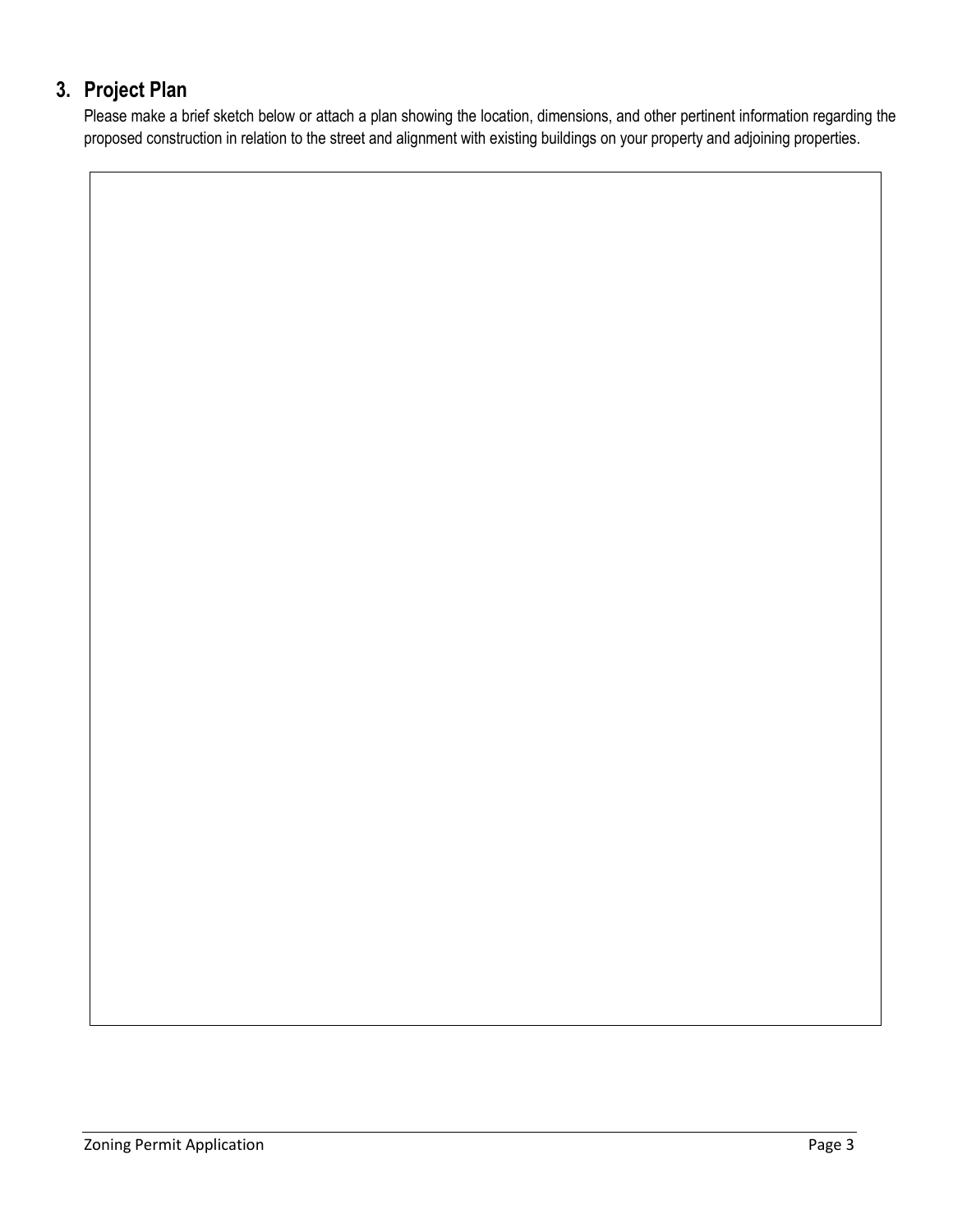## 3. Project Plan

Please make a brief sketch below or attach a plan showing the location, dimensions, and other pertinent information regarding the proposed construction in relation to the street and alignment with existing buildings on your property and adjoining properties.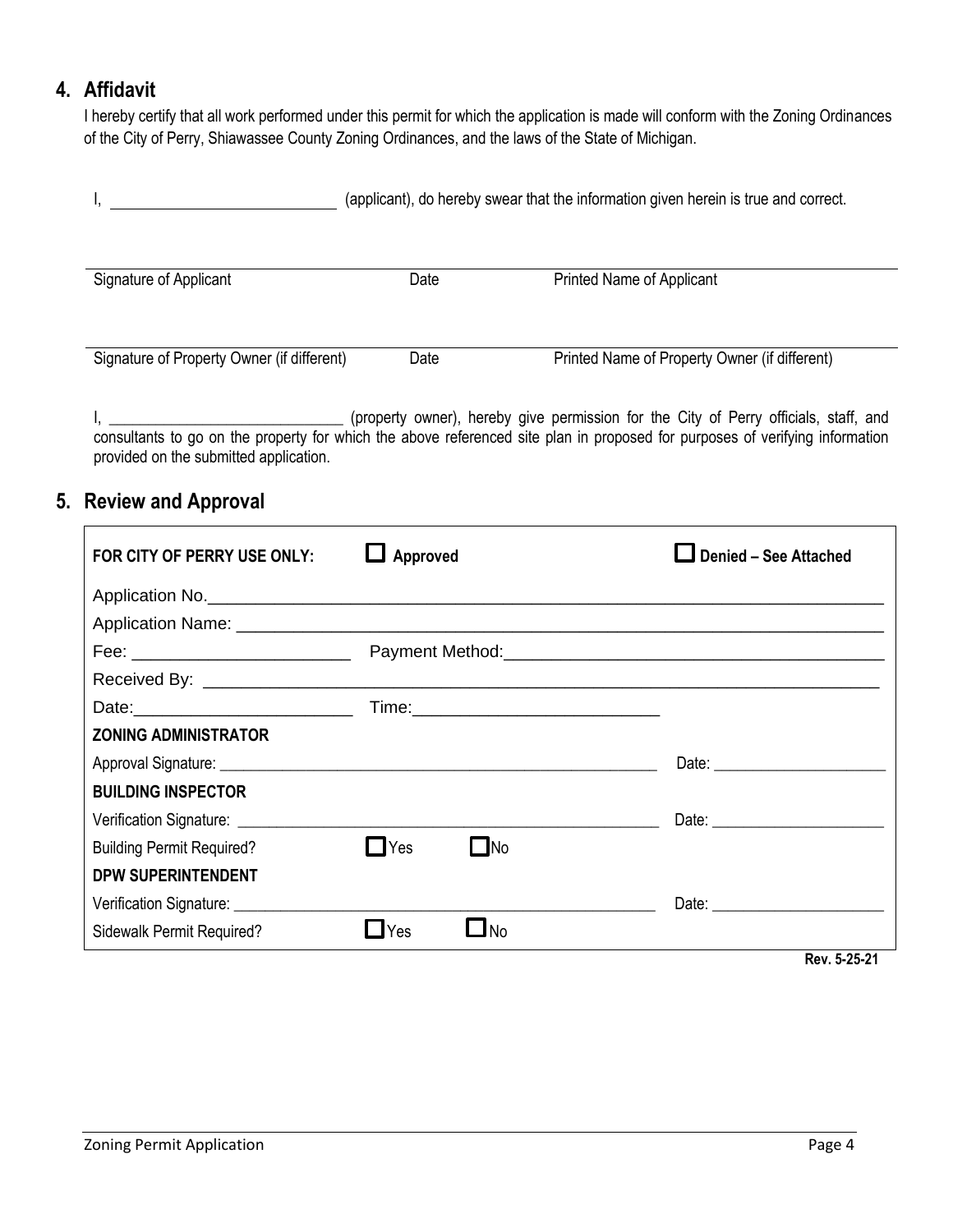## 4. Affidavit

I hereby certify that all work performed under this permit for which the application is made will conform with the Zoning Ordinances of the City of Perry, Shiawassee County Zoning Ordinances, and the laws of the State of Michigan.

I, ____________________________ (applicant), do hereby swear that the information given herein is true and correct.

| | | |
|---|---|---|
| Signature of Applicant | Date | Printed Name of Applicant |
| Signature of Property Owner (if different) | Date | Printed Name of Property Owner (if different) |

I, _____________________________ (property owner), hereby give permission for the City of Perry officials, staff, and consultants to go on the property for which the above referenced site plan in proposed for purposes of verifying information provided on the submitted application.

## 5. Review and Approval

**FOR CITY OF PERRY USE ONLY:** ☐ **Approved** ☐ **Denied – See Attached**

Application No.______________________________________________________________

Application Name: ____________________________________________________________

Fee: _______________________ Payment Method:_______________________________________

Received By: _________________________________________________________________

Date:_______________________ Time:_________________________

**ZONING ADMINISTRATOR**

Approval Signature: ______________________________________________________ Date: ____________________

**BUILDING INSPECTOR**

Verification Signature: ___________________________________________________ Date: ____________________

Building Permit Required? ☐ Yes ☐ No

**DPW SUPERINTENDENT**

Verification Signature: ___________________________________________________ Date: ____________________

Sidewalk Permit Required? ☐ Yes ☐ No

**Rev. 5-25-21**